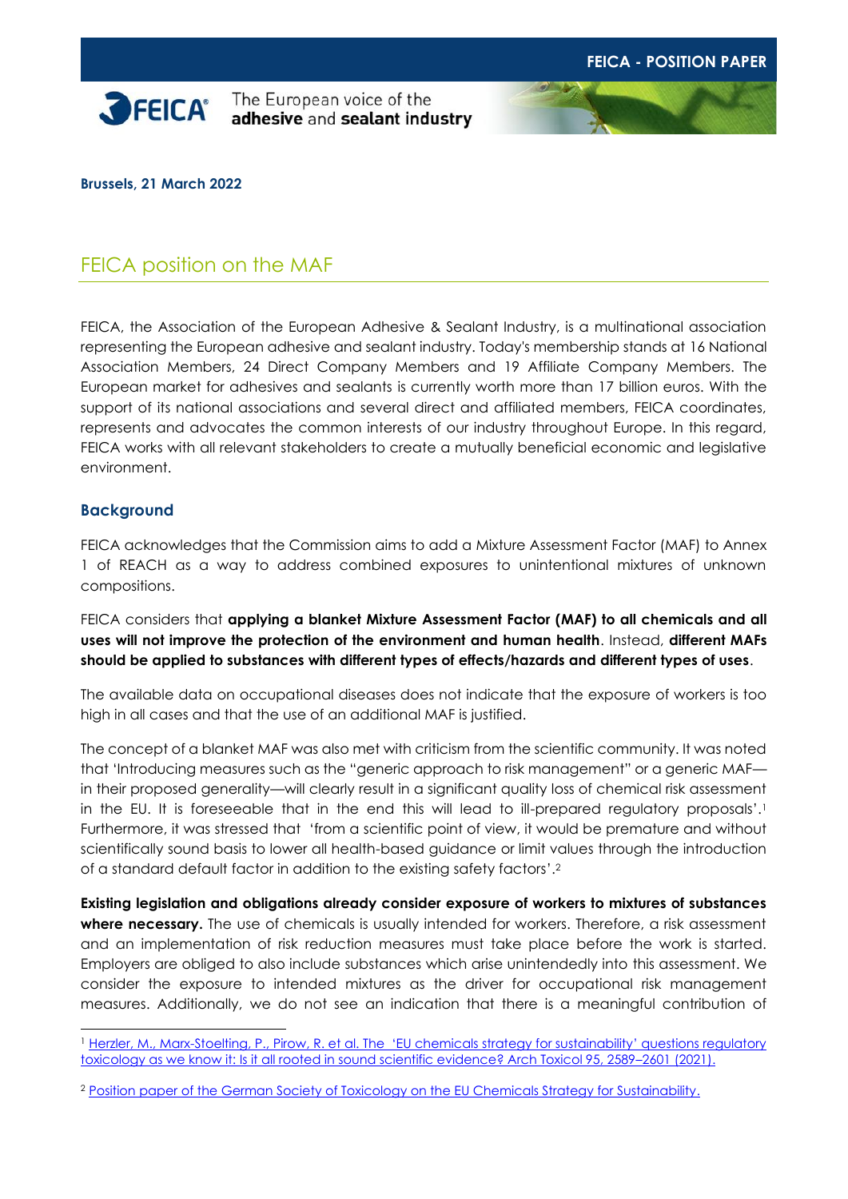**FEICA - POSITION PAPER**

FEICA® The European voice of the **adhesive** and **sealant industry**

**Brussels, 21 March 2022**

# FEICA position on the MAF

FEICA, the Association of the European Adhesive & Sealant Industry, is a multinational association representing the European adhesive and sealant industry. Today's membership stands at 16 National Association Members, 24 Direct Company Members and 19 Affiliate Company Members. The European market for adhesives and sealants is currently worth more than 17 billion euros. With the support of its national associations and several direct and affiliated members, FEICA coordinates, represents and advocates the common interests of our industry throughout Europe. In this regard, FEICA works with all relevant stakeholders to create a mutually beneficial economic and legislative environment.

## Background

FEICA acknowledges that the Commission aims to add a Mixture Assessment Factor (MAF) to Annex 1 of REACH as a way to address combined exposures to unintentional mixtures of unknown compositions.

FEICA considers that **applying a blanket Mixture Assessment Factor (MAF) to all chemicals and all uses will not improve the protection of the environment and human health**. Instead, **different MAFs should be applied to substances with different types of effects/hazards and different types of uses**.

The available data on occupational diseases does not indicate that the exposure of workers is too high in all cases and that the use of an additional MAF is justified.

The concept of a blanket MAF was also met with criticism from the scientific community. It was noted that 'Introducing measures such as the "generic approach to risk management" or a generic MAF—in their proposed generality—will clearly result in a significant quality loss of chemical risk assessment in the EU. It is foreseeable that in the end this will lead to ill-prepared regulatory proposals'.[1] Furthermore, it was stressed that 'from a scientific point of view, it would be premature and without scientifically sound basis to lower all health-based guidance or limit values through the introduction of a standard default factor in addition to the existing safety factors'.[2]

**Existing legislation and obligations already consider exposure of workers to mixtures of substances where necessary.** The use of chemicals is usually intended for workers. Therefore, a risk assessment and an implementation of risk reduction measures must take place before the work is started. Employers are obliged to also include substances which arise unintendedly into this assessment. We consider the exposure to intended mixtures as the driver for occupational risk management measures. Additionally, we do not see an indication that there is a meaningful contribution of

---

[1] Herzler, M., Marx-Stoelting, P., Pirow, R. et al. The 'EU chemicals strategy for sustainability' questions regulatory toxicology as we know it: Is it all rooted in sound scientific evidence? Arch Toxicol 95, 2589–2601 (2021).

[2] Position paper of the German Society of Toxicology on the EU Chemicals Strategy for Sustainability.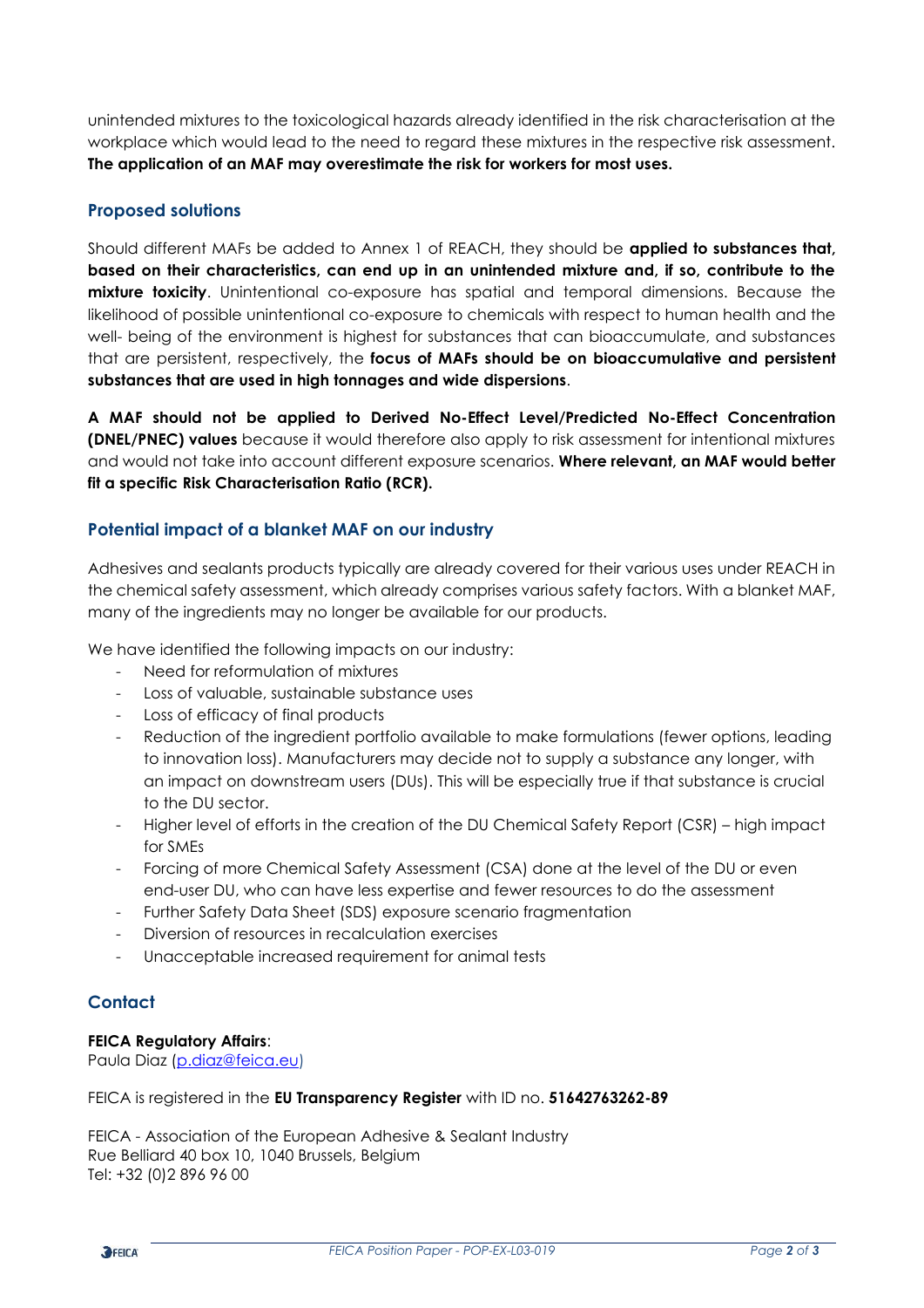unintended mixtures to the toxicological hazards already identified in the risk characterisation at the workplace which would lead to the need to regard these mixtures in the respective risk assessment. **The application of an MAF may overestimate the risk for workers for most uses.**

## Proposed solutions

Should different MAFs be added to Annex 1 of REACH, they should be **applied to substances that, based on their characteristics, can end up in an unintended mixture and, if so, contribute to the mixture toxicity**. Unintentional co-exposure has spatial and temporal dimensions. Because the likelihood of possible unintentional co-exposure to chemicals with respect to human health and the well- being of the environment is highest for substances that can bioaccumulate, and substances that are persistent, respectively, the **focus of MAFs should be on bioaccumulative and persistent substances that are used in high tonnages and wide dispersions**.

**A MAF should not be applied to Derived No-Effect Level/Predicted No-Effect Concentration (DNEL/PNEC) values** because it would therefore also apply to risk assessment for intentional mixtures and would not take into account different exposure scenarios. **Where relevant, an MAF would better fit a specific Risk Characterisation Ratio (RCR).**

## Potential impact of a blanket MAF on our industry

Adhesives and sealants products typically are already covered for their various uses under REACH in the chemical safety assessment, which already comprises various safety factors. With a blanket MAF, many of the ingredients may no longer be available for our products.

We have identified the following impacts on our industry:

- Need for reformulation of mixtures
- Loss of valuable, sustainable substance uses
- Loss of efficacy of final products
- Reduction of the ingredient portfolio available to make formulations (fewer options, leading to innovation loss). Manufacturers may decide not to supply a substance any longer, with an impact on downstream users (DUs). This will be especially true if that substance is crucial to the DU sector.
- Higher level of efforts in the creation of the DU Chemical Safety Report (CSR) – high impact for SMEs
- Forcing of more Chemical Safety Assessment (CSA) done at the level of the DU or even end-user DU, who can have less expertise and fewer resources to do the assessment
- Further Safety Data Sheet (SDS) exposure scenario fragmentation
- Diversion of resources in recalculation exercises
- Unacceptable increased requirement for animal tests

## Contact

**FEICA Regulatory Affairs**:
Paula Diaz (p.diaz@feica.eu)

FEICA is registered in the **EU Transparency Register** with ID no. **51642763262-89**

FEICA - Association of the European Adhesive & Sealant Industry
Rue Belliard 40 box 10, 1040 Brussels, Belgium
Tel: +32 (0)2 896 96 00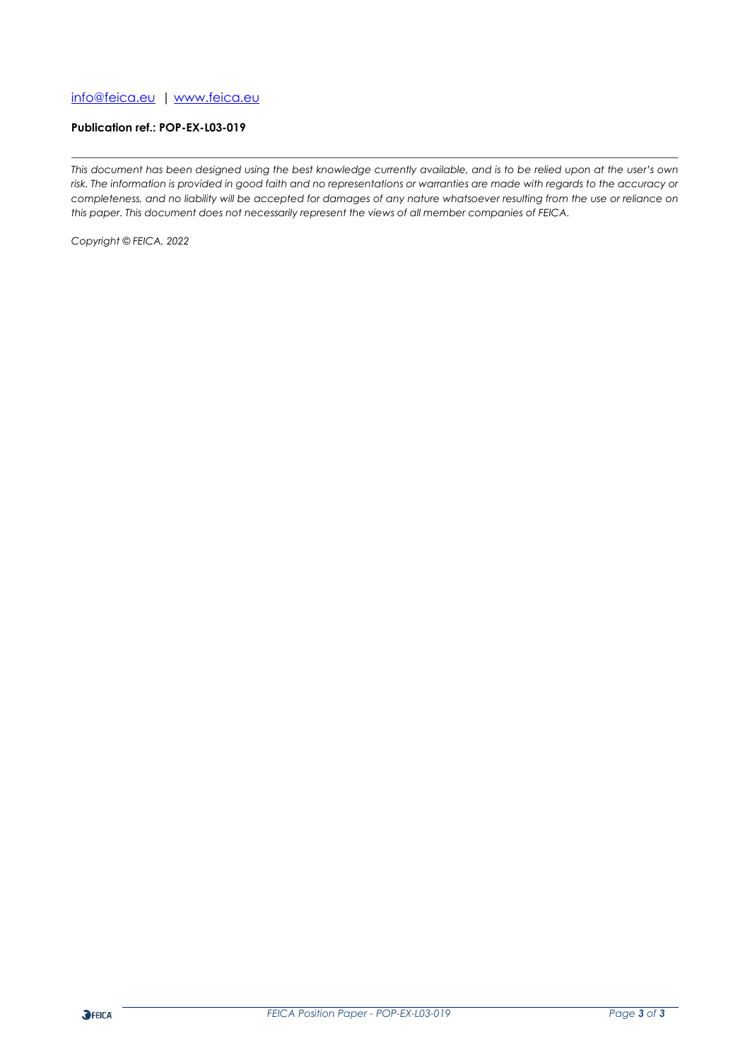info@feica.eu | www.feica.eu

**Publication ref.: POP-EX-L03-019**

---

*This document has been designed using the best knowledge currently available, and is to be relied upon at the user's own risk. The information is provided in good faith and no representations or warranties are made with regards to the accuracy or completeness, and no liability will be accepted for damages of any nature whatsoever resulting from the use or reliance on this paper. This document does not necessarily represent the views of all member companies of FEICA.*

*Copyright © FEICA, 2022*